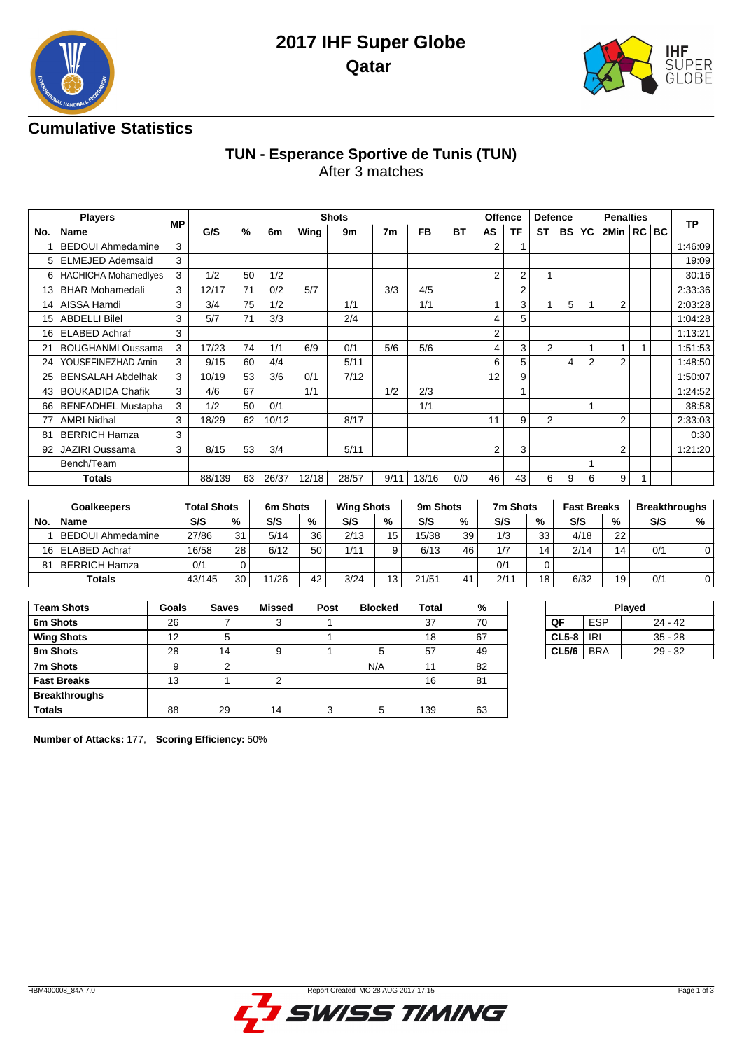# 2017 IHF Super Globe

## Qatar

## Cumulative Statistics

### TUN - Esperance Sportive de Tunis (TUN)

After 3 matches

| Players | | MP | Shots | | | | | | | | Offence | | Defence | | Penalties | | | | TP |
|---|---|---|---|---|---|---|---|---|---|---|---|---|---|---|---|---|---|---|---|
| No. | Name | | G/S | % | 6m | Wing | 9m | 7m | FB | BT | AS | TF | ST | BS | YC | 2Min | RC | BC | |
| 1 | BEDOUI Ahmedamine | 3 | | | | | | | | | 2 | 1 | | | | | | | 1:46:09 |
| 5 | ELMEJED Ademsaid | 3 | | | | | | | | | | | | | | | | | 19:09 |
| 6 | HACHICHA Mohamedlyes | 3 | 1/2 | 50 | 1/2 | | | | | | 2 | 2 | 1 | | | | | | 30:16 |
| 13 | BHAR Mohamedali | 3 | 12/17 | 71 | 0/2 | 5/7 | | 3/3 | 4/5 | | | 2 | | | | | | | 2:33:36 |
| 14 | AISSA Hamdi | 3 | 3/4 | 75 | 1/2 | | 1/1 | | 1/1 | | 1 | 3 | 1 | 5 | 1 | 2 | | | 2:03:28 |
| 15 | ABDELLI Bilel | 3 | 5/7 | 71 | 3/3 | | 2/4 | | | | 4 | 5 | | | | | | | 1:04:28 |
| 16 | ELABED Achraf | 3 | | | | | | | | | 2 | | | | | | | | 1:13:21 |
| 21 | BOUGHANMI Oussama | 3 | 17/23 | 74 | 1/1 | 6/9 | 0/1 | 5/6 | 5/6 | | 4 | 3 | 2 | | 1 | 1 | 1 | | 1:51:53 |
| 24 | YOUSEFINEZHAD Amin | 3 | 9/15 | 60 | 4/4 | | 5/11 | | | | 6 | 5 | | 4 | 2 | 2 | | | 1:48:50 |
| 25 | BENSALAH Abdelhak | 3 | 10/19 | 53 | 3/6 | 0/1 | 7/12 | | | | 12 | 9 | | | | | | | 1:50:07 |
| 43 | BOUKADIDA Chafik | 3 | 4/6 | 67 | | 1/1 | | 1/2 | 2/3 | | | 1 | | | | | | | 1:24:52 |
| 66 | BENFADHEL Mustapha | 3 | 1/2 | 50 | 0/1 | | | | 1/1 | | | | | | 1 | | | | 38:58 |
| 77 | AMRI Nidhal | 3 | 18/29 | 62 | 10/12 | | 8/17 | | | | 11 | 9 | 2 | | | 2 | | | 2:33:03 |
| 81 | BERRICH Hamza | 3 | | | | | | | | | | | | | | | | | 0:30 |
| 92 | JAZIRI Oussama | 3 | 8/15 | 53 | 3/4 | | 5/11 | | | | 2 | 3 | | | | 2 | | | 1:21:20 |
| | Bench/Team | | | | | | | | | | | | | | 1 | | | | |
| | Totals | | 88/139 | 63 | 26/37 | 12/18 | 28/57 | 9/11 | 13/16 | 0/0 | 46 | 43 | 6 | 9 | 6 | 9 | 1 | | |

| Goalkeepers | | Total Shots | | 6m Shots | | Wing Shots | | 9m Shots | | 7m Shots | | Fast Breaks | | Breakthroughs | |
|---|---|---|---|---|---|---|---|---|---|---|---|---|---|---|---|
| No. | Name | S/S | % | S/S | % | S/S | % | S/S | % | S/S | % | S/S | % | S/S | % |
| 1 | BEDOUI Ahmedamine | 27/86 | 31 | 5/14 | 36 | 2/13 | 15 | 15/38 | 39 | 1/3 | 33 | 4/18 | 22 | | |
| 16 | ELABED Achraf | 16/58 | 28 | 6/12 | 50 | 1/11 | 9 | 6/13 | 46 | 1/7 | 14 | 2/14 | 14 | 0/1 | 0 |
| 81 | BERRICH Hamza | 0/1 | 0 | | | | | | | 0/1 | 0 | | | | |
| | Totals | 43/145 | 30 | 11/26 | 42 | 3/24 | 13 | 21/51 | 41 | 2/11 | 18 | 6/32 | 19 | 0/1 | 0 |

| Team Shots | Goals | Saves | Missed | Post | Blocked | Total | % |
|---|---|---|---|---|---|---|---|
| 6m Shots | 26 | 7 | 3 | 1 | | 37 | 70 |
| Wing Shots | 12 | 5 | | 1 | | 18 | 67 |
| 9m Shots | 28 | 14 | 9 | 1 | 5 | 57 | 49 |
| 7m Shots | 9 | 2 | | | N/A | 11 | 82 |
| Fast Breaks | 13 | 1 | 2 | | | 16 | 81 |
| Breakthroughs | | | | | | | |
| Totals | 88 | 29 | 14 | 3 | 5 | 139 | 63 |

| Played | | |
|---|---|---|
| QF | ESP | 24 - 42 |
| CL5-8 | IRI | 35 - 28 |
| CL5/6 | BRA | 29 - 32 |

**Number of Attacks:** 177, **Scoring Efficiency:** 50%

HBM400008_84A 7.0 Report Created MO 28 AUG 2017 17:15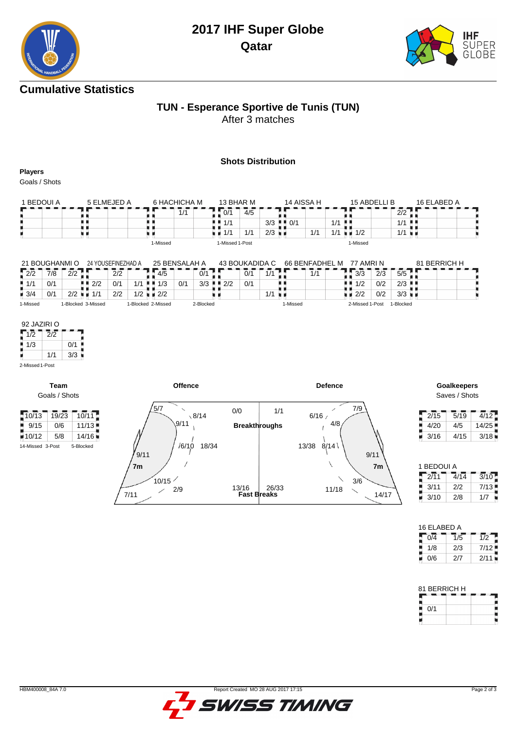# 2017 IHF Super Globe
## Qatar

## Cumulative Statistics

### TUN - Esperance Sportive de Tunis (TUN)
After 3 matches

#### Shots Distribution

**Players**
Goals / Shots

**1 BEDOUI A**

| | | |
|---|---|---|
| | | |
| | | |
| | | |

**5 ELMEJED A**

| | | |
|---|---|---|
| | | |
| | | |
| | | |

**6 HACHICHA M**

| | | |
|---|---|---|
| | 1/1 | |
| | | |
| | | |

1-Missed

**13 BHAR M**

| | | |
|---|---|---|
| 0/1 | 4/5 | |
| 1/1 | | 3/3 |
| 1/1 | 1/1 | 2/3 |

1-Missed 1-Post

**14 AISSA H**

| | | |
|---|---|---|
| | | |
| 0/1 | | 1/1 |
| | 1/1 | 1/1 |

**15 ABDELLI B**

| | | |
|---|---|---|
| | | 2/2 |
| | | 1/1 |
| 1/2 | | 1/1 |

1-Missed

**16 ELABED A**

| | | |
|---|---|---|
| | | |
| | | |
| | | |

**21 BOUGHANMI O**

| | | |
|---|---|---|
| 2/2 | 7/8 | 2/2 |
| 1/1 | 0/1 | |
| 3/4 | 0/1 | 2/2 |

1-Missed

**24 YOUSEFINEZHAD A**

| | | |
|---|---|---|
| | 2/2 | |
| 2/2 | 0/1 | 1/1 |
| 1/1 | 2/2 | 1/2 |

1-Blocked 3-Missed

**25 BENSALAH A**

| | | |
|---|---|---|
| 4/5 | | 0/1 |
| 1/3 | 0/1 | 3/3 |
| 2/2 | | |

1-Blocked 2-Missed

**43 BOUKADIDA C**

| | | |
|---|---|---|
| | 0/1 | 1/1 |
| 2/2 | 0/1 | |
| | | 1/1 |

2-Blocked

**66 BENFADHEL M**

| | | |
|---|---|---|
| | 1/1 | |
| | | |
| | | |

1-Missed

**77 AMRI N**

| | | |
|---|---|---|
| 3/3 | 2/3 | 5/5 |
| 1/2 | 0/2 | 2/3 |
| 2/2 | 0/2 | 3/3 |

2-Missed 1-Post 1-Blocked

**81 BERRICH H**

| | | |
|---|---|---|
| | | |
| | | |
| | | |

**92 JAZIRI O**

| | | |
|---|---|---|
| 1/2 | 2/2 | |
| 1/3 | | 0/1 |
| | 1/1 | 3/3 |

2-Missed 1-Post

**Team**
Goals / Shots

| | | |
|---|---|---|
| 10/13 | 19/23 | 10/11 |
| 9/15 | 0/6 | 11/13 |
| 10/12 | 5/8 | 14/16 |

14-Missed 3-Post 5-Blocked

**Offence**

- 5/7
- 8/14
- 9/11
- 6/10
- 18/34
- 9/11
- 7m
- 10/15
- 2/9
- 7/11

**Breakthroughs**: 0/0 | 1/1

**Fast Breaks**: 13/16 | 26/33

**Defence**

- 7/9
- 6/16
- 4/8
- 13/38
- 8/14
- 9/11
- 7m
- 3/6
- 11/18
- 14/17

**Goalkeepers**
Saves / Shots

| | | |
|---|---|---|
| 2/15 | 5/19 | 4/12 |
| 4/20 | 4/5 | 14/25 |
| 3/16 | 4/15 | 3/18 |

**1 BEDOUI A**

| | | |
|---|---|---|
| 2/11 | 4/14 | 3/10 |
| 3/11 | 2/2 | 7/13 |
| 3/10 | 2/8 | 1/7 |

**16 ELABED A**

| | | |
|---|---|---|
| 0/4 | 1/5 | 1/2 |
| 1/8 | 2/3 | 7/12 |
| 0/6 | 2/7 | 2/11 |

**81 BERRICH H**

| | | |
|---|---|---|
| | | |
| 0/1 | | |
| | | |

HBM400008_84A 7.0 — Report Created MO 28 AUG 2017 17:15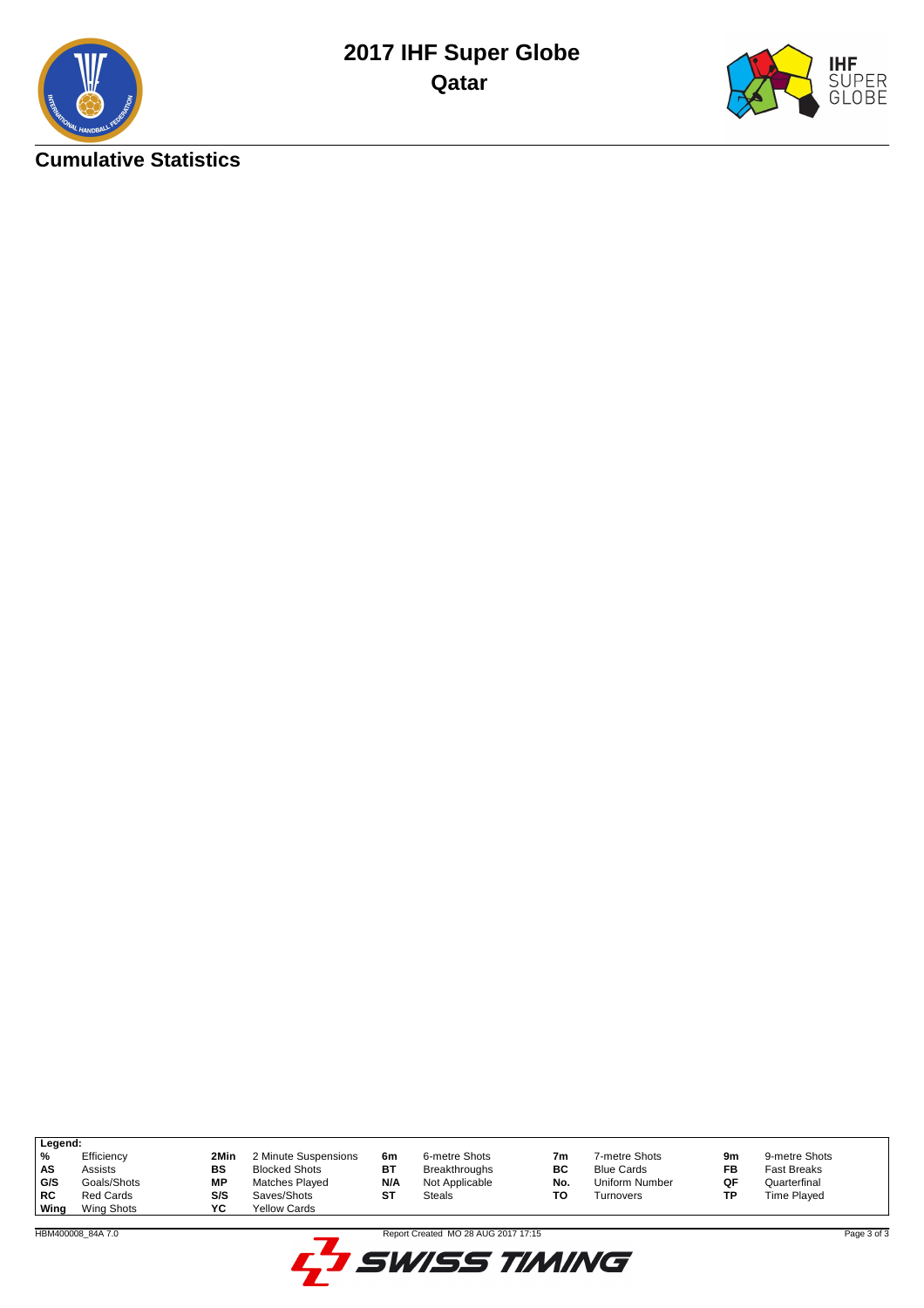# 2017 IHF Super Globe
## Qatar

## Cumulative Statistics

**Legend:**

| | | | | | | | | | |
|---|---|---|---|---|---|---|---|---|---|
| **%** | Efficiency | **2Min** | 2 Minute Suspensions | **6m** | 6-metre Shots | **7m** | 7-metre Shots | **9m** | 9-metre Shots |
| **AS** | Assists | **BS** | Blocked Shots | **BT** | Breakthroughs | **BC** | Blue Cards | **FB** | Fast Breaks |
| **G/S** | Goals/Shots | **MP** | Matches Played | **N/A** | Not Applicable | **No.** | Uniform Number | **QF** | Quarterfinal |
| **RC** | Red Cards | **S/S** | Saves/Shots | **ST** | Steals | **TO** | Turnovers | **TP** | Time Played |
| **Wing** | Wing Shots | **YC** | Yellow Cards | | | | | | |

HBM400008_84A 7.0 Report Created MO 28 AUG 2017 17:15